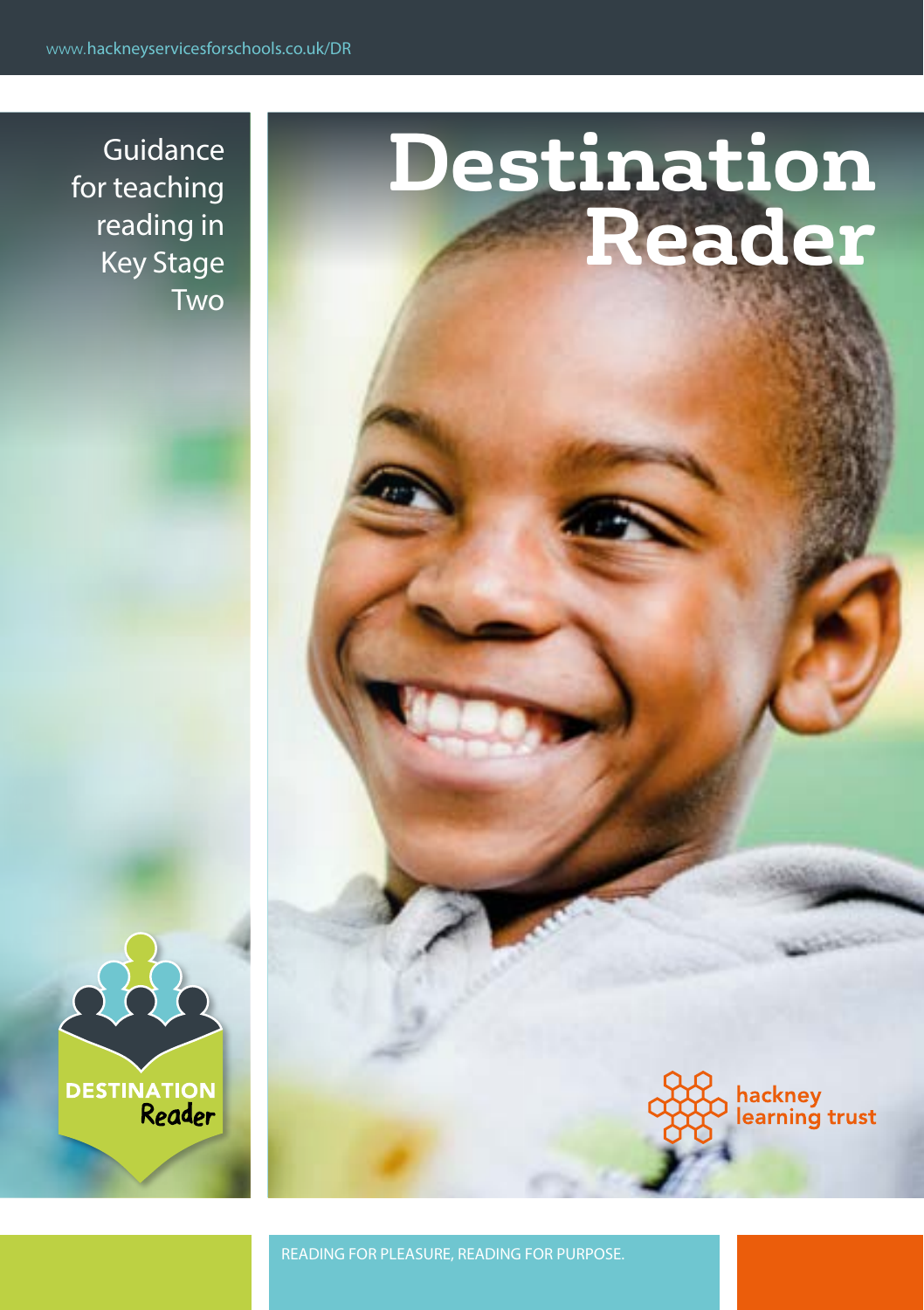www.hackneyservicesforschools.co.uk/DR

Guidance for teaching reading in Key Stage Two

# Destination Reader

DESTINATION Reader

hackney learning trust

READING FOR PLEASURE, READING FOR PURPOSE.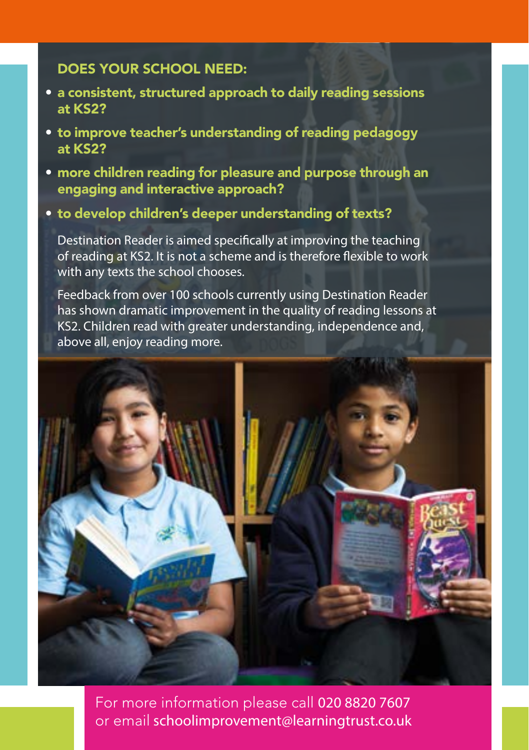## DOES YOUR SCHOOL NEED:

- **a consistent, structured approach to daily reading sessions at KS2?**
- **to improve teacher's understanding of reading pedagogy at KS2?**
- **more children reading for pleasure and purpose through an engaging and interactive approach?**
- **to develop children's deeper understanding of texts?**

Destination Reader is aimed specifically at improving the teaching of reading at KS2. It is not a scheme and is therefore flexible to work with any texts the school chooses.

Feedback from over 100 schools currently using Destination Reader has shown dramatic improvement in the quality of reading lessons at KS2. Children read with greater understanding, independence and, above all, enjoy reading more.

For more information please call 020 8820 7607 or email schoolimprovement@learningtrust.co.uk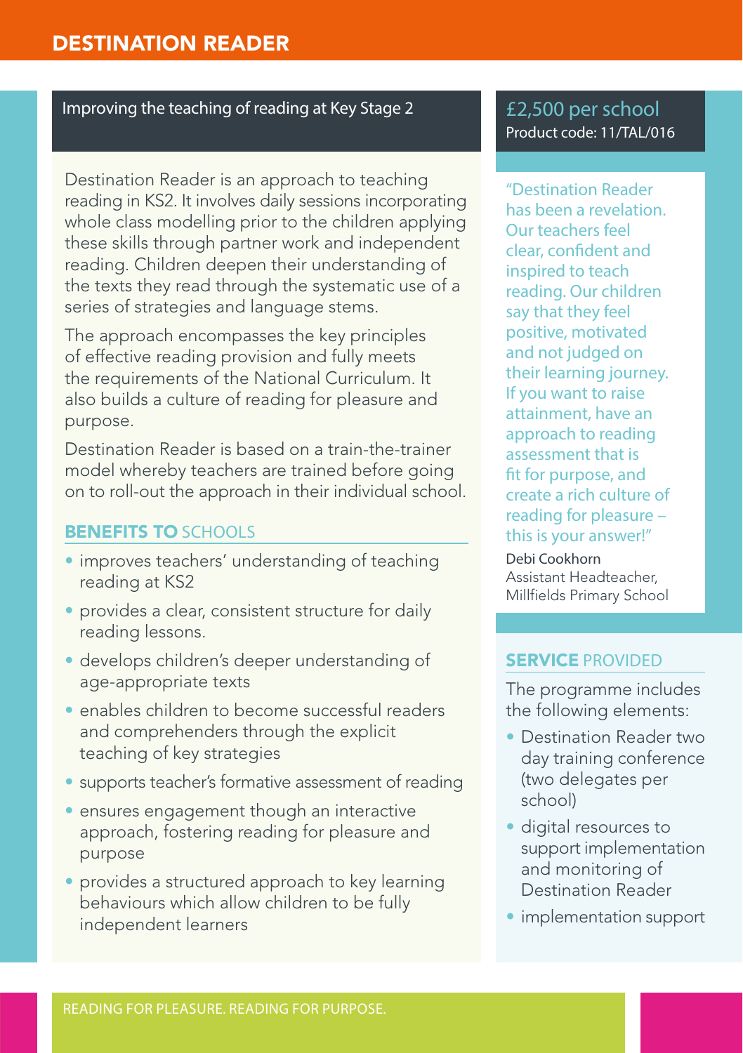# DESTINATION READER

## Improving the teaching of reading at Key Stage 2

Destination Reader is an approach to teaching reading in KS2. It involves daily sessions incorporating whole class modelling prior to the children applying these skills through partner work and independent reading. Children deepen their understanding of the texts they read through the systematic use of a series of strategies and language stems.

The approach encompasses the key principles of effective reading provision and fully meets the requirements of the National Curriculum. It also builds a culture of reading for pleasure and purpose.

Destination Reader is based on a train-the-trainer model whereby teachers are trained before going on to roll-out the approach in their individual school.

### BENEFITS TO SCHOOLS

- improves teachers' understanding of teaching reading at KS2
- provides a clear, consistent structure for daily reading lessons.
- develops children's deeper understanding of age-appropriate texts
- enables children to become successful readers and comprehenders through the explicit teaching of key strategies
- supports teacher's formative assessment of reading
- ensures engagement though an interactive approach, fostering reading for pleasure and purpose
- provides a structured approach to key learning behaviours which allow children to be fully independent learners

## £2,500 per school

Product code: 11/TAL/016

"Destination Reader has been a revelation. Our teachers feel clear, confident and inspired to teach reading. Our children say that they feel positive, motivated and not judged on their learning journey. If you want to raise attainment, have an approach to reading assessment that is fit for purpose, and create a rich culture of reading for pleasure – this is your answer!"

Debi Cookhorn
Assistant Headteacher, Millfields Primary School

### SERVICE PROVIDED

The programme includes the following elements:

- Destination Reader two day training conference (two delegates per school)
- digital resources to support implementation and monitoring of Destination Reader
- implementation support

READING FOR PLEASURE. READING FOR PURPOSE.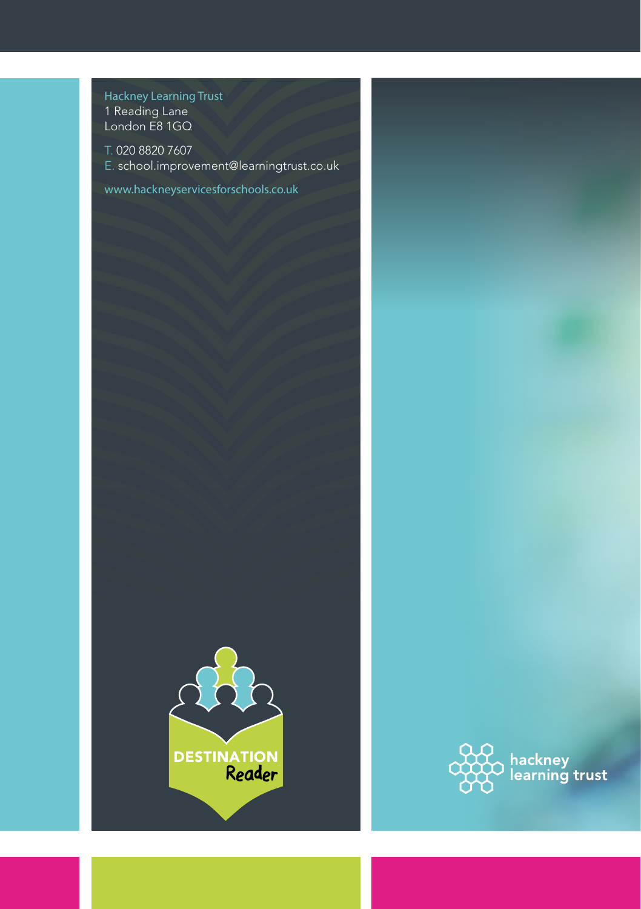Hackney Learning Trust
1 Reading Lane
London E8 1GQ

T. 020 8820 7607
E. school.improvement@learningtrust.co.uk

www.hackneyservicesforschools.co.uk

DESTINATION Reader

hackney learning trust